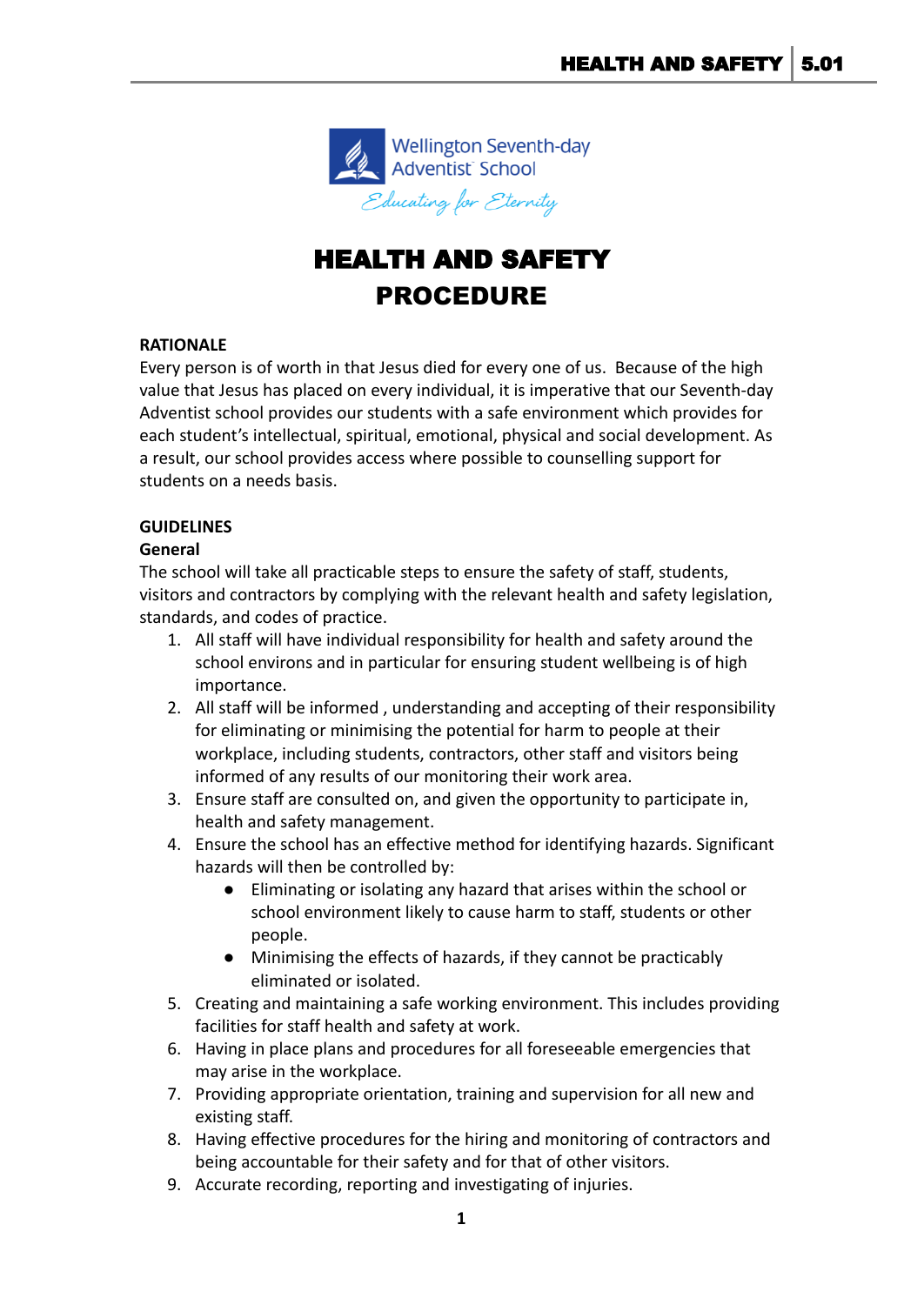Wellington Seventh-day Adventist School

*Educating for Eternity*

# HEALTH AND SAFETY PROCEDURE

**RATIONALE**

Every person is of worth in that Jesus died for every one of us. Because of the high value that Jesus has placed on every individual, it is imperative that our Seventh-day Adventist school provides our students with a safe environment which provides for each student's intellectual, spiritual, emotional, physical and social development. As a result, our school provides access where possible to counselling support for students on a needs basis.

**GUIDELINES**

**General**

The school will take all practicable steps to ensure the safety of staff, students, visitors and contractors by complying with the relevant health and safety legislation, standards, and codes of practice.

1. All staff will have individual responsibility for health and safety around the school environs and in particular for ensuring student wellbeing is of high importance.
2. All staff will be informed , understanding and accepting of their responsibility for eliminating or minimising the potential for harm to people at their workplace, including students, contractors, other staff and visitors being informed of any results of our monitoring their work area.
3. Ensure staff are consulted on, and given the opportunity to participate in, health and safety management.
4. Ensure the school has an effective method for identifying hazards. Significant hazards will then be controlled by:
   - Eliminating or isolating any hazard that arises within the school or school environment likely to cause harm to staff, students or other people.
   - Minimising the effects of hazards, if they cannot be practicably eliminated or isolated.
5. Creating and maintaining a safe working environment. This includes providing facilities for staff health and safety at work.
6. Having in place plans and procedures for all foreseeable emergencies that may arise in the workplace.
7. Providing appropriate orientation, training and supervision for all new and existing staff.
8. Having effective procedures for the hiring and monitoring of contractors and being accountable for their safety and for that of other visitors.
9. Accurate recording, reporting and investigating of injuries.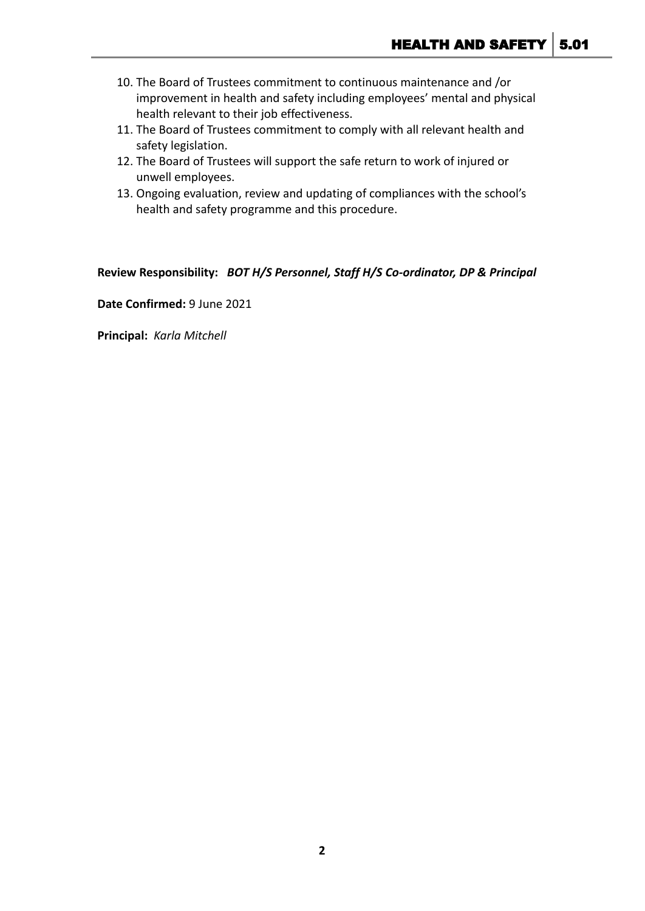10. The Board of Trustees commitment to continuous maintenance and /or improvement in health and safety including employees' mental and physical health relevant to their job effectiveness.
11. The Board of Trustees commitment to comply with all relevant health and safety legislation.
12. The Board of Trustees will support the safe return to work of injured or unwell employees.
13. Ongoing evaluation, review and updating of compliances with the school's health and safety programme and this procedure.

**Review Responsibility:** ***BOT H/S Personnel, Staff H/S Co-ordinator, DP & Principal***

**Date Confirmed:** 9 June 2021

**Principal:** *Karla Mitchell*